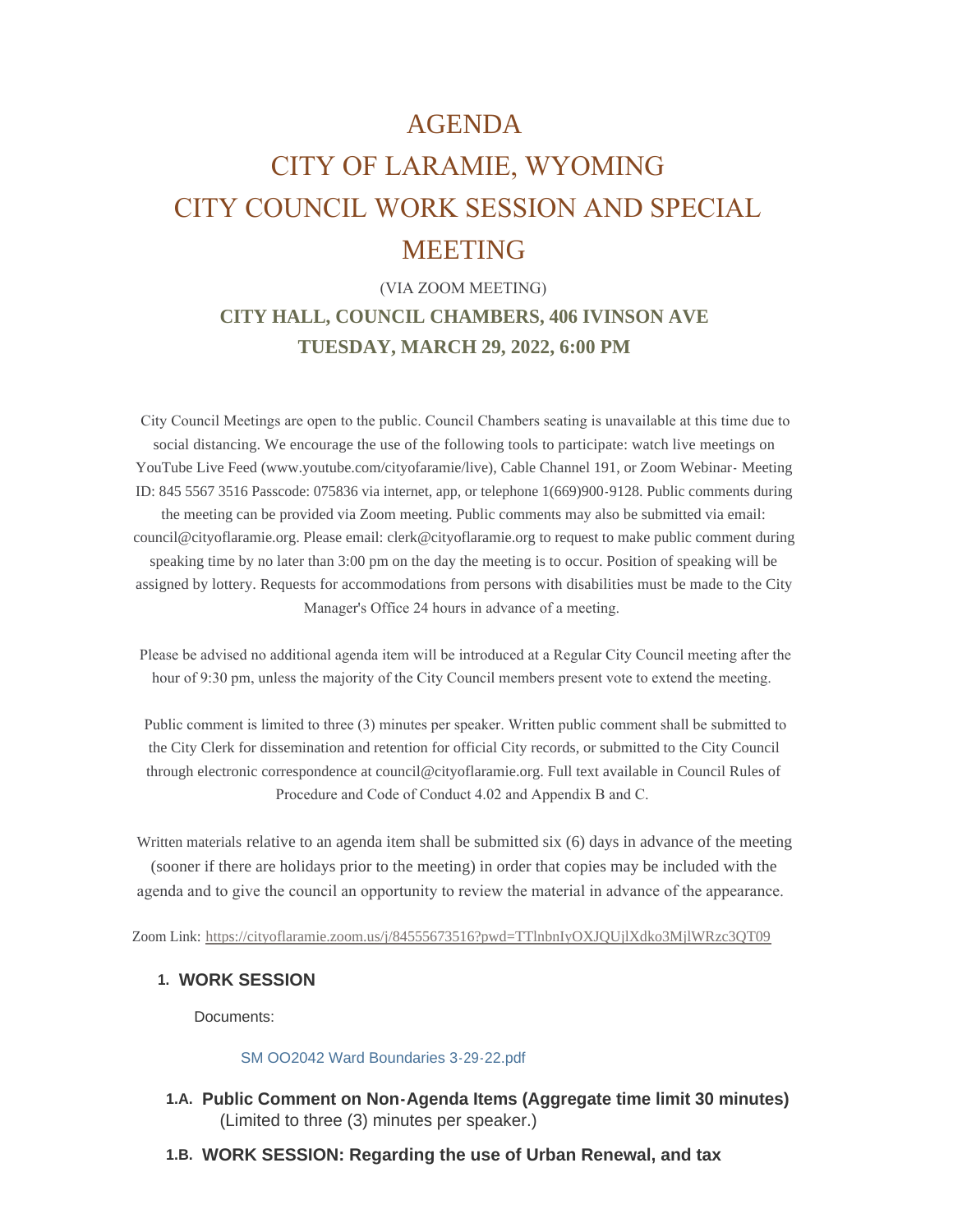# AGENDA
# CITY OF LARAMIE, WYOMING
# CITY COUNCIL WORK SESSION AND SPECIAL MEETING

(VIA ZOOM MEETING)

**CITY HALL, COUNCIL CHAMBERS, 406 IVINSON AVE**

**TUESDAY, MARCH 29, 2022, 6:00 PM**

City Council Meetings are open to the public. Council Chambers seating is unavailable at this time due to social distancing. We encourage the use of the following tools to participate: watch live meetings on YouTube Live Feed (www.youtube.com/cityofaramie/live), Cable Channel 191, or Zoom Webinar- Meeting ID: 845 5567 3516 Passcode: 075836 via internet, app, or telephone 1(669)900-9128. Public comments during the meeting can be provided via Zoom meeting. Public comments may also be submitted via email: council@cityoflaramie.org. Please email: clerk@cityoflaramie.org to request to make public comment during speaking time by no later than 3:00 pm on the day the meeting is to occur. Position of speaking will be assigned by lottery. Requests for accommodations from persons with disabilities must be made to the City Manager's Office 24 hours in advance of a meeting.

Please be advised no additional agenda item will be introduced at a Regular City Council meeting after the hour of 9:30 pm, unless the majority of the City Council members present vote to extend the meeting.

Public comment is limited to three (3) minutes per speaker. Written public comment shall be submitted to the City Clerk for dissemination and retention for official City records, or submitted to the City Council through electronic correspondence at council@cityoflaramie.org. Full text available in Council Rules of Procedure and Code of Conduct 4.02 and Appendix B and C.

Written materials relative to an agenda item shall be submitted six (6) days in advance of the meeting (sooner if there are holidays prior to the meeting) in order that copies may be included with the agenda and to give the council an opportunity to review the material in advance of the appearance.

Zoom Link: https://cityoflaramie.zoom.us/j/84555673516?pwd=TTlnbnIyOXJQUjlXdko3MjlWRzc3QT09

## 1. WORK SESSION

Documents:

SM OO2042 Ward Boundaries 3-29-22.pdf

### 1.A. Public Comment on Non-Agenda Items (Aggregate time limit 30 minutes)

(Limited to three (3) minutes per speaker.)

### 1.B. WORK SESSION: Regarding the use of Urban Renewal, and tax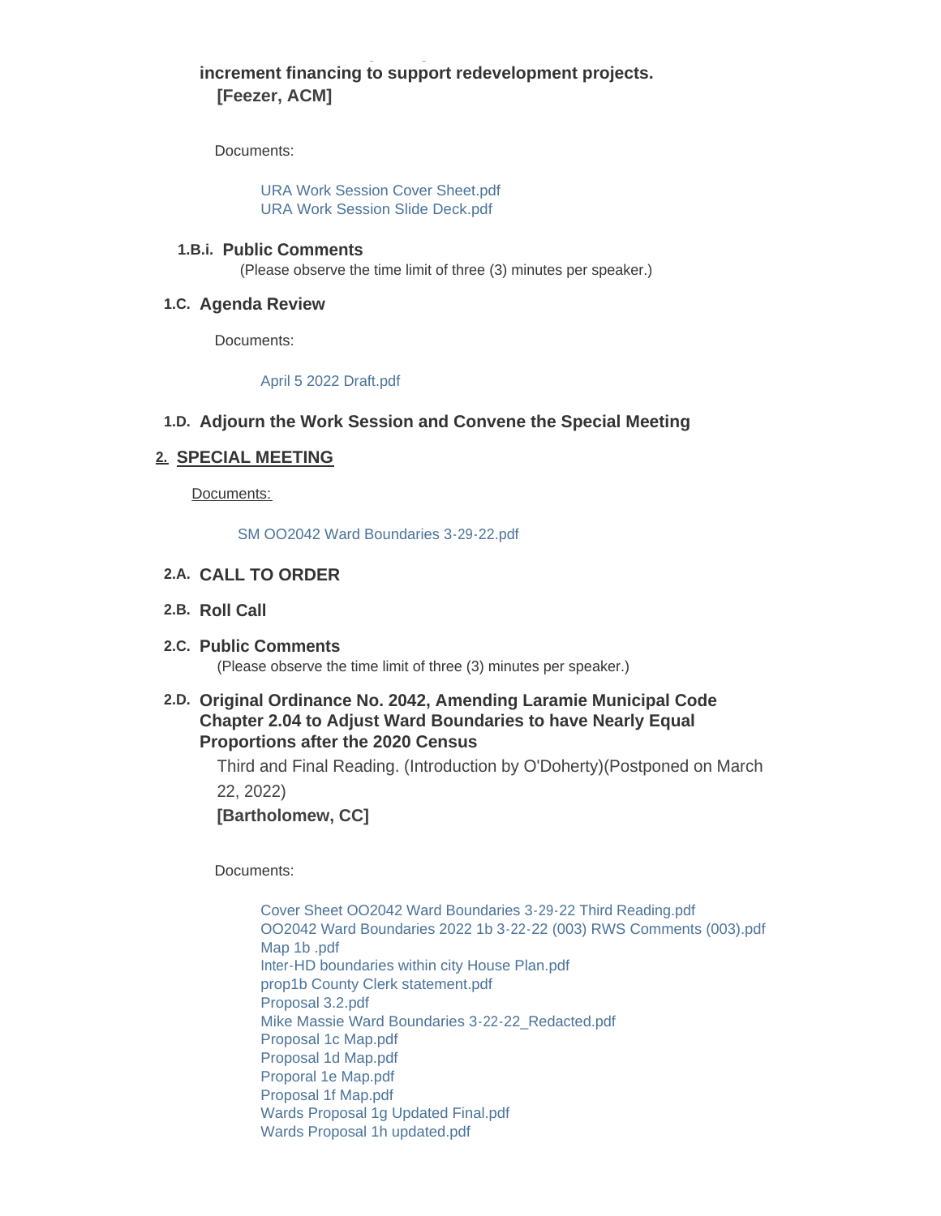**increment financing to support redevelopment projects.**
**[Feezer, ACM]**

Documents:

- URA Work Session Cover Sheet.pdf
- URA Work Session Slide Deck.pdf

### 1.B.i. Public Comments

(Please observe the time limit of three (3) minutes per speaker.)

### 1.C. Agenda Review

Documents:

- April 5 2022 Draft.pdf

### 1.D. Adjourn the Work Session and Convene the Special Meeting

## 2. SPECIAL MEETING

Documents:

- SM OO2042 Ward Boundaries 3-29-22.pdf

### 2.A. CALL TO ORDER

### 2.B. Roll Call

### 2.C. Public Comments

(Please observe the time limit of three (3) minutes per speaker.)

### 2.D. Original Ordinance No. 2042, Amending Laramie Municipal Code Chapter 2.04 to Adjust Ward Boundaries to have Nearly Equal Proportions after the 2020 Census

Third and Final Reading. (Introduction by O'Doherty)(Postponed on March 22, 2022)

**[Bartholomew, CC]**

Documents:

- Cover Sheet OO2042 Ward Boundaries 3-29-22 Third Reading.pdf
- OO2042 Ward Boundaries 2022 1b 3-22-22 (003) RWS Comments (003).pdf
- Map 1b .pdf
- Inter-HD boundaries within city House Plan.pdf
- prop1b County Clerk statement.pdf
- Proposal 3.2.pdf
- Mike Massie Ward Boundaries 3-22-22_Redacted.pdf
- Proposal 1c Map.pdf
- Proposal 1d Map.pdf
- Proporal 1e Map.pdf
- Proposal 1f Map.pdf
- Wards Proposal 1g Updated Final.pdf
- Wards Proposal 1h updated.pdf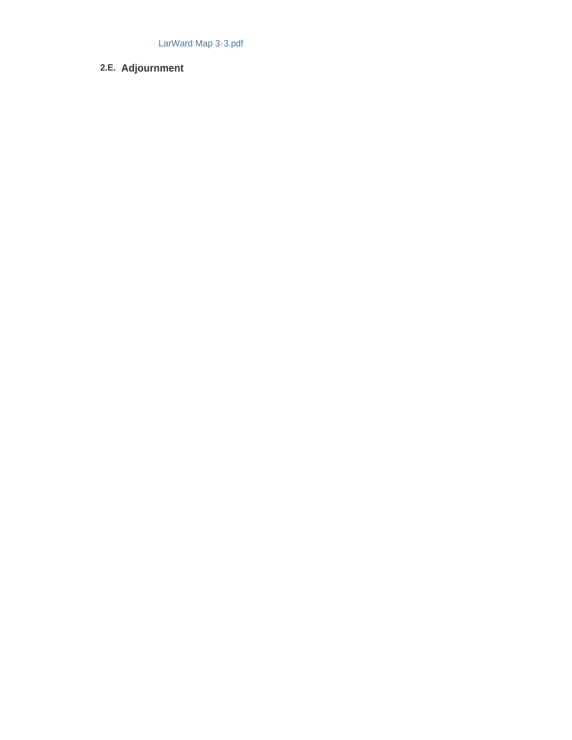LarWard Map 3-3.pdf

### 2.E. Adjournment